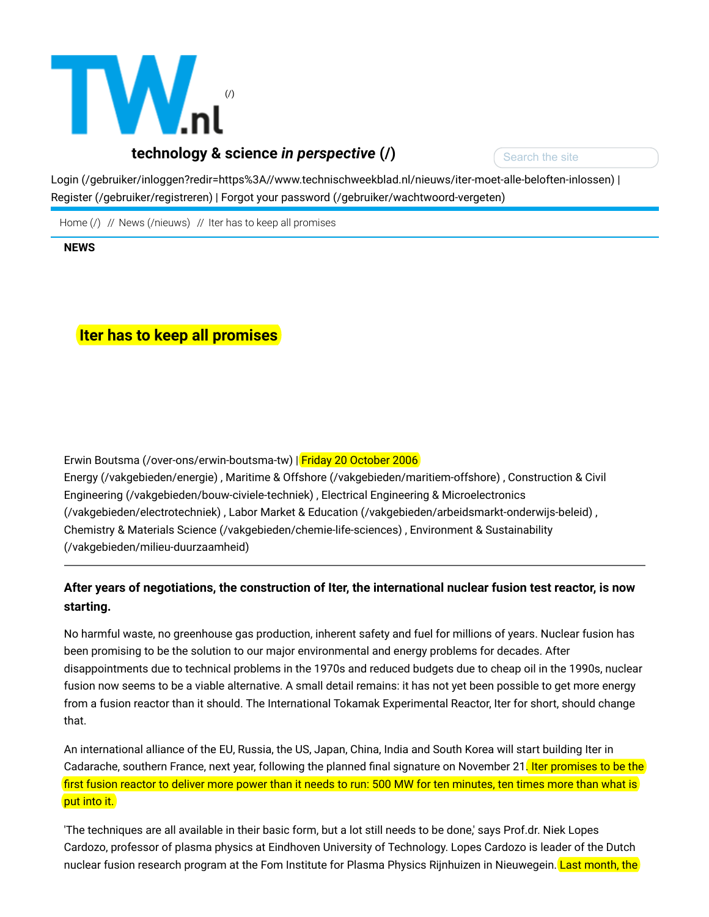TW.nl (/)

**technology & science *in perspective* (/)**

Search the site

Login (/gebruiker/inloggen?redir=https%3A//www.technischweekblad.nl/nieuws/iter-moet-alle-beloften-inlossen) | Register (/gebruiker/registreren) | Forgot your password (/gebruiker/wachtwoord-vergeten)

Home (/) // News (/nieuws) // Iter has to keep all promises

**NEWS**

# Iter has to keep all promises

Erwin Boutsma (/over-ons/erwin-boutsma-tw) | Friday 20 October 2006

Energy (/vakgebieden/energie) , Maritime & Offshore (/vakgebieden/maritiem-offshore) , Construction & Civil Engineering (/vakgebieden/bouw-civiele-techniek) , Electrical Engineering & Microelectronics (/vakgebieden/electrotechniek) , Labor Market & Education (/vakgebieden/arbeidsmarkt-onderwijs-beleid) , Chemistry & Materials Science (/vakgebieden/chemie-life-sciences) , Environment & Sustainability (/vakgebieden/milieu-duurzaamheid)

---

**After years of negotiations, the construction of Iter, the international nuclear fusion test reactor, is now starting.**

No harmful waste, no greenhouse gas production, inherent safety and fuel for millions of years. Nuclear fusion has been promising to be the solution to our major environmental and energy problems for decades. After disappointments due to technical problems in the 1970s and reduced budgets due to cheap oil in the 1990s, nuclear fusion now seems to be a viable alternative. A small detail remains: it has not yet been possible to get more energy from a fusion reactor than it should. The International Tokamak Experimental Reactor, Iter for short, should change that.

An international alliance of the EU, Russia, the US, Japan, China, India and South Korea will start building Iter in Cadarache, southern France, next year, following the planned final signature on November 21. Iter promises to be the first fusion reactor to deliver more power than it needs to run: 500 MW for ten minutes, ten times more than what is put into it.

'The techniques are all available in their basic form, but a lot still needs to be done,' says Prof.dr. Niek Lopes Cardozo, professor of plasma physics at Eindhoven University of Technology. Lopes Cardozo is leader of the Dutch nuclear fusion research program at the Fom Institute for Plasma Physics Rijnhuizen in Nieuwegein. Last month, the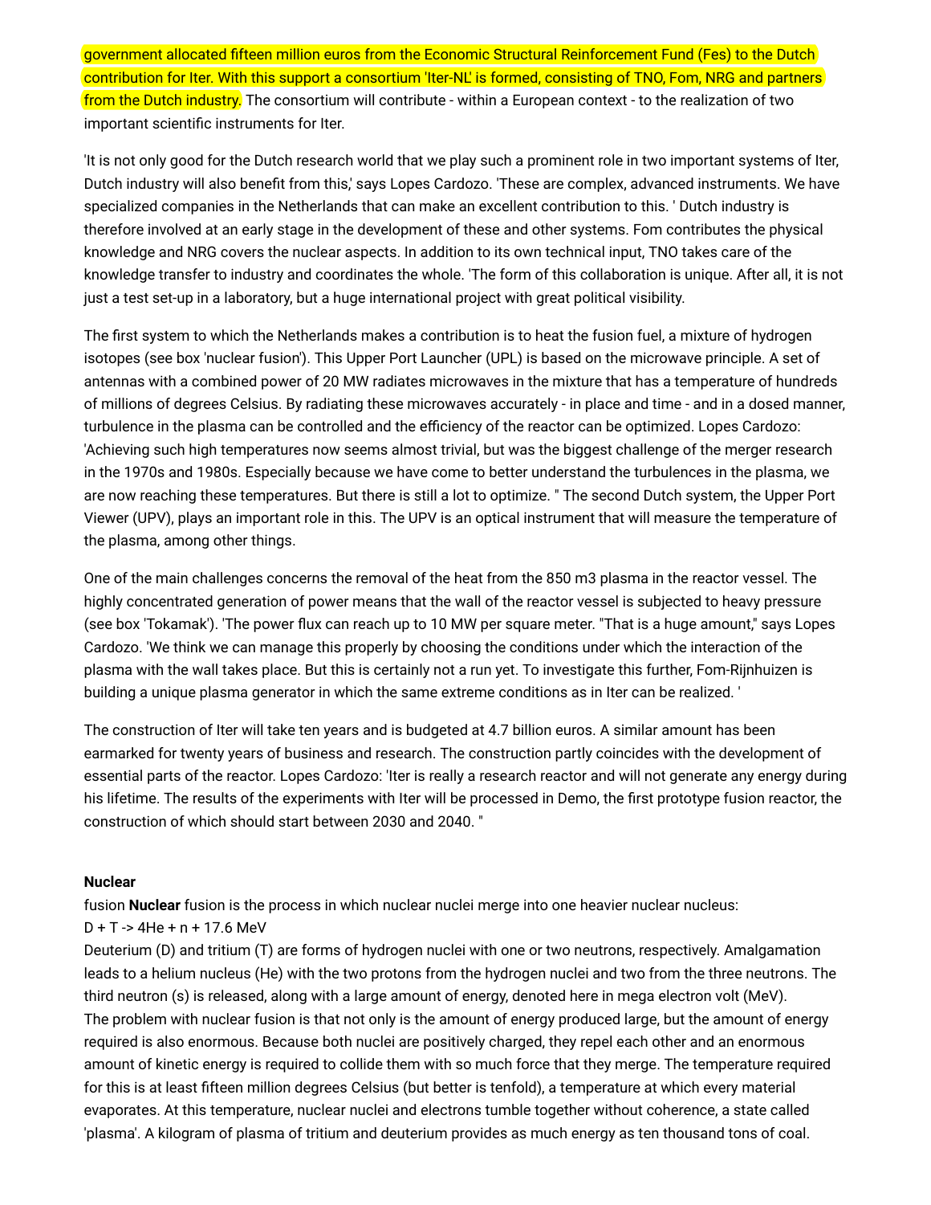government allocated fifteen million euros from the Economic Structural Reinforcement Fund (Fes) to the Dutch contribution for Iter. With this support a consortium 'Iter-NL' is formed, consisting of TNO, Fom, NRG and partners from the Dutch industry. The consortium will contribute - within a European context - to the realization of two important scientific instruments for Iter.

'It is not only good for the Dutch research world that we play such a prominent role in two important systems of Iter, Dutch industry will also benefit from this,' says Lopes Cardozo. 'These are complex, advanced instruments. We have specialized companies in the Netherlands that can make an excellent contribution to this. ' Dutch industry is therefore involved at an early stage in the development of these and other systems. Fom contributes the physical knowledge and NRG covers the nuclear aspects. In addition to its own technical input, TNO takes care of the knowledge transfer to industry and coordinates the whole. 'The form of this collaboration is unique. After all, it is not just a test set-up in a laboratory, but a huge international project with great political visibility.

The first system to which the Netherlands makes a contribution is to heat the fusion fuel, a mixture of hydrogen isotopes (see box 'nuclear fusion'). This Upper Port Launcher (UPL) is based on the microwave principle. A set of antennas with a combined power of 20 MW radiates microwaves in the mixture that has a temperature of hundreds of millions of degrees Celsius. By radiating these microwaves accurately - in place and time - and in a dosed manner, turbulence in the plasma can be controlled and the efficiency of the reactor can be optimized. Lopes Cardozo: 'Achieving such high temperatures now seems almost trivial, but was the biggest challenge of the merger research in the 1970s and 1980s. Especially because we have come to better understand the turbulences in the plasma, we are now reaching these temperatures. But there is still a lot to optimize. " The second Dutch system, the Upper Port Viewer (UPV), plays an important role in this. The UPV is an optical instrument that will measure the temperature of the plasma, among other things.

One of the main challenges concerns the removal of the heat from the 850 m3 plasma in the reactor vessel. The highly concentrated generation of power means that the wall of the reactor vessel is subjected to heavy pressure (see box 'Tokamak'). 'The power flux can reach up to 10 MW per square meter. "That is a huge amount," says Lopes Cardozo. 'We think we can manage this properly by choosing the conditions under which the interaction of the plasma with the wall takes place. But this is certainly not a run yet. To investigate this further, Fom-Rijnhuizen is building a unique plasma generator in which the same extreme conditions as in Iter can be realized. '

The construction of Iter will take ten years and is budgeted at 4.7 billion euros. A similar amount has been earmarked for twenty years of business and research. The construction partly coincides with the development of essential parts of the reactor. Lopes Cardozo: 'Iter is really a research reactor and will not generate any energy during his lifetime. The results of the experiments with Iter will be processed in Demo, the first prototype fusion reactor, the construction of which should start between 2030 and 2040. "

**Nuclear**

fusion **Nuclear** fusion is the process in which nuclear nuclei merge into one heavier nuclear nucleus:

D + T -> 4He + n + 17.6 MeV

Deuterium (D) and tritium (T) are forms of hydrogen nuclei with one or two neutrons, respectively. Amalgamation leads to a helium nucleus (He) with the two protons from the hydrogen nuclei and two from the three neutrons. The third neutron (s) is released, along with a large amount of energy, denoted here in mega electron volt (MeV).

The problem with nuclear fusion is that not only is the amount of energy produced large, but the amount of energy required is also enormous. Because both nuclei are positively charged, they repel each other and an enormous amount of kinetic energy is required to collide them with so much force that they merge. The temperature required for this is at least fifteen million degrees Celsius (but better is tenfold), a temperature at which every material evaporates. At this temperature, nuclear nuclei and electrons tumble together without coherence, a state called 'plasma'. A kilogram of plasma of tritium and deuterium provides as much energy as ten thousand tons of coal.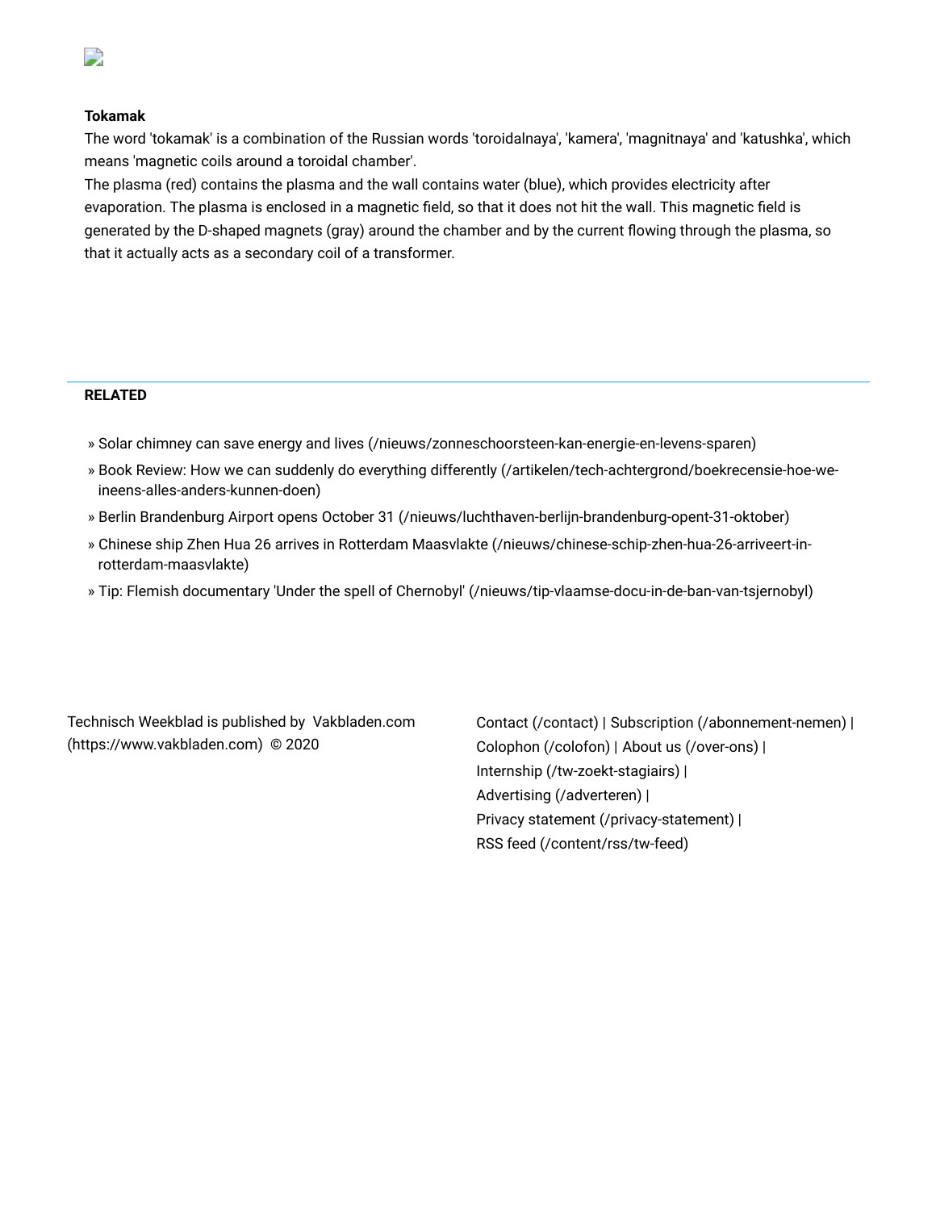**Tokamak**

The word 'tokamak' is a combination of the Russian words 'toroidalnaya', 'kamera', 'magnitnaya' and 'katushka', which means 'magnetic coils around a toroidal chamber'.

The plasma (red) contains the plasma and the wall contains water (blue), which provides electricity after evaporation. The plasma is enclosed in a magnetic field, so that it does not hit the wall. This magnetic field is generated by the D-shaped magnets (gray) around the chamber and by the current flowing through the plasma, so that it actually acts as a secondary coil of a transformer.

**RELATED**

» Solar chimney can save energy and lives (/nieuws/zonneschoorsteen-kan-energie-en-levens-sparen)

» Book Review: How we can suddenly do everything differently (/artikelen/tech-achtergrond/boekrecensie-hoe-we-ineens-alles-anders-kunnen-doen)

» Berlin Brandenburg Airport opens October 31 (/nieuws/luchthaven-berlijn-brandenburg-opent-31-oktober)

» Chinese ship Zhen Hua 26 arrives in Rotterdam Maasvlakte (/nieuws/chinese-schip-zhen-hua-26-arriveert-in-rotterdam-maasvlakte)

» Tip: Flemish documentary 'Under the spell of Chernobyl' (/nieuws/tip-vlaamse-docu-in-de-ban-van-tsjernobyl)

Technisch Weekblad is published by Vakbladen.com (https://www.vakbladen.com) © 2020

Contact (/contact) | Subscription (/abonnement-nemen) | Colophon (/colofon) | About us (/over-ons) | Internship (/tw-zoekt-stagiairs) | Advertising (/adverteren) | Privacy statement (/privacy-statement) | RSS feed (/content/rss/tw-feed)